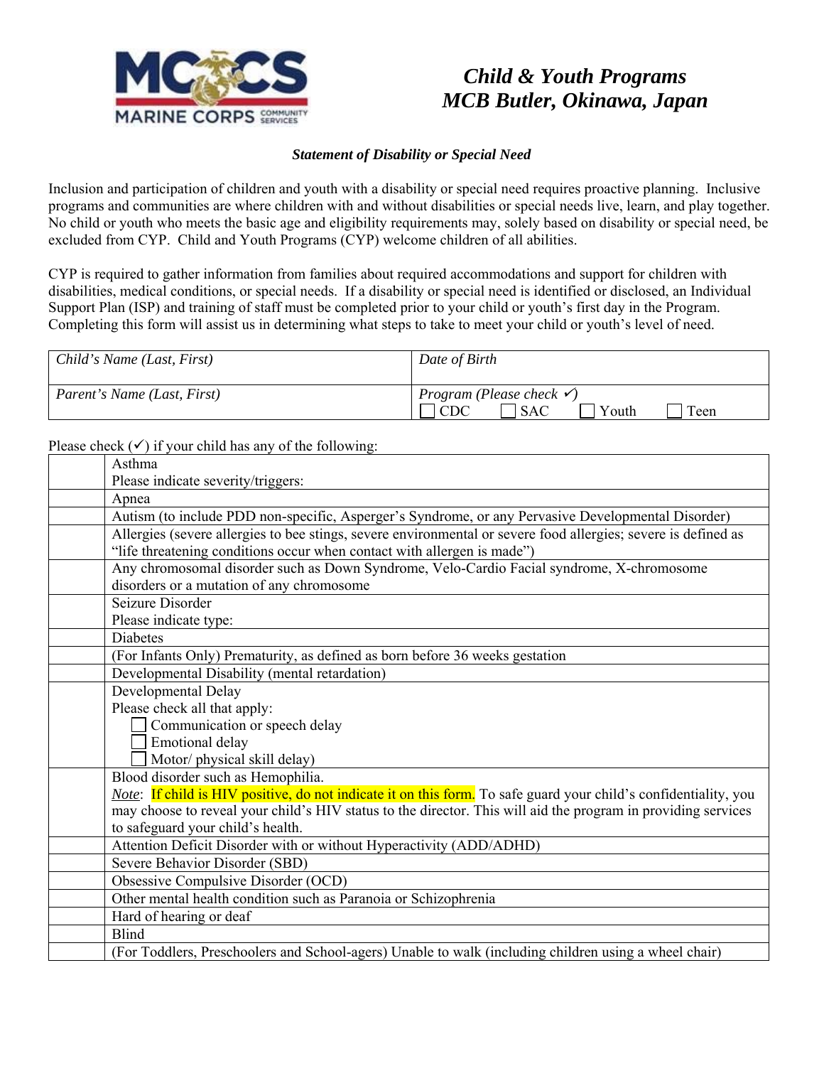# Child & Youth Programs
# MCB Butler, Okinawa, Japan

***Statement of Disability or Special Need***

Inclusion and participation of children and youth with a disability or special need requires proactive planning. Inclusive programs and communities are where children with and without disabilities or special needs live, learn, and play together. No child or youth who meets the basic age and eligibility requirements may, solely based on disability or special need, be excluded from CYP. Child and Youth Programs (CYP) welcome children of all abilities.

CYP is required to gather information from families about required accommodations and support for children with disabilities, medical conditions, or special needs. If a disability or special need is identified or disclosed, an Individual Support Plan (ISP) and training of staff must be completed prior to your child or youth's first day in the Program. Completing this form will assist us in determining what steps to take to meet your child or youth's level of need.

| *Child's Name (Last, First)* | *Date of Birth* |
|---|---|
| *Parent's Name (Last, First)* | *Program (Please check ✓)*<br>☐ CDC ☐ SAC ☐ Youth ☐ Teen |

Please check (✓) if your child has any of the following:

| | |
|---|---|
| | Asthma<br>Please indicate severity/triggers: |
| | Apnea |
| | Autism (to include PDD non-specific, Asperger's Syndrome, or any Pervasive Developmental Disorder) |
| | Allergies (severe allergies to bee stings, severe environmental or severe food allergies; severe is defined as "life threatening conditions occur when contact with allergen is made") |
| | Any chromosomal disorder such as Down Syndrome, Velo-Cardio Facial syndrome, X-chromosome disorders or a mutation of any chromosome |
| | Seizure Disorder<br>Please indicate type: |
| | Diabetes |
| | (For Infants Only) Prematurity, as defined as born before 36 weeks gestation |
| | Developmental Disability (mental retardation) |
| | Developmental Delay<br>Please check all that apply:<br>☐ Communication or speech delay<br>☐ Emotional delay<br>☐ Motor/ physical skill delay) |
| | Blood disorder such as Hemophilia.<br>*Note*: If child is HIV positive, do not indicate it on this form. To safe guard your child's confidentiality, you may choose to reveal your child's HIV status to the director. This will aid the program in providing services to safeguard your child's health. |
| | Attention Deficit Disorder with or without Hyperactivity (ADD/ADHD) |
| | Severe Behavior Disorder (SBD) |
| | Obsessive Compulsive Disorder (OCD) |
| | Other mental health condition such as Paranoia or Schizophrenia |
| | Hard of hearing or deaf |
| | Blind |
| | (For Toddlers, Preschoolers and School-agers) Unable to walk (including children using a wheel chair) |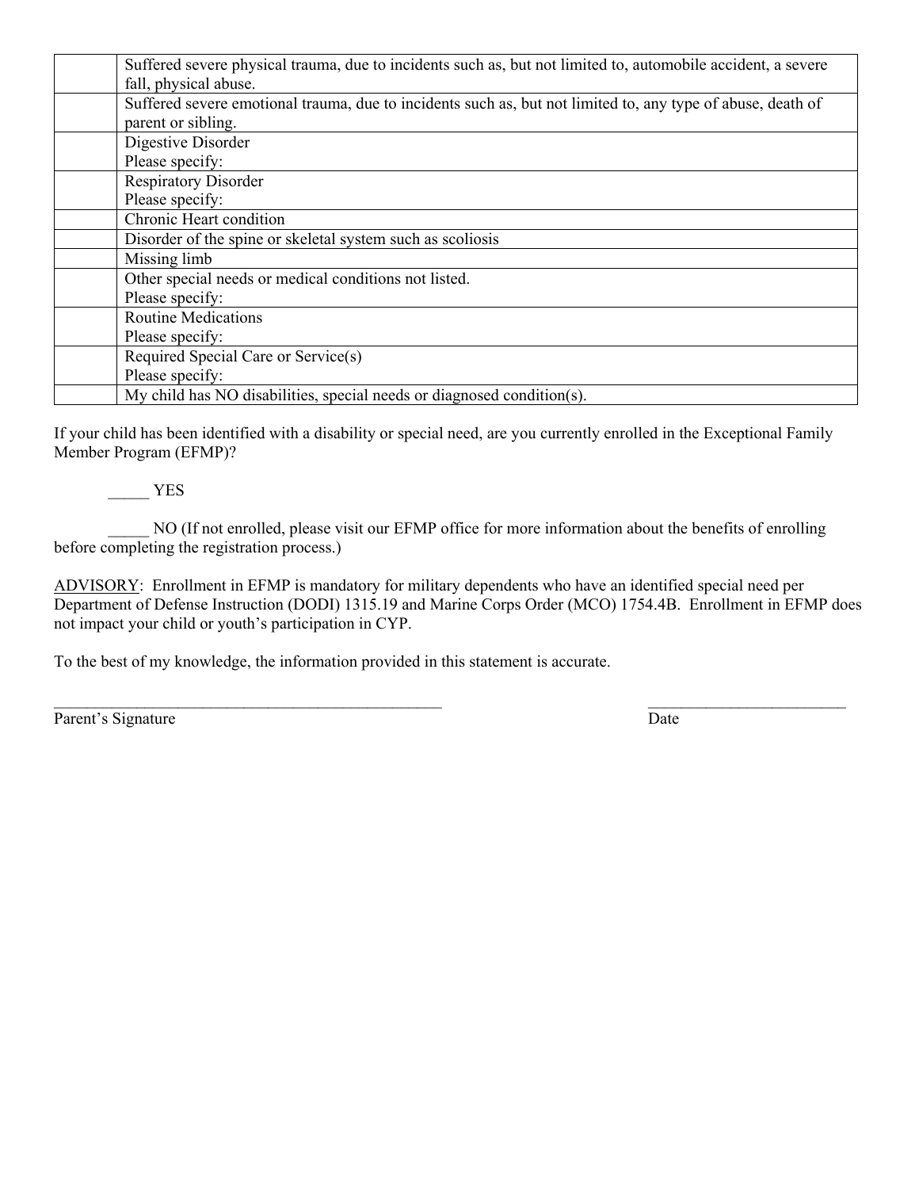| | |
|---|---|
| | Suffered severe physical trauma, due to incidents such as, but not limited to, automobile accident, a severe fall, physical abuse. |
| | Suffered severe emotional trauma, due to incidents such as, but not limited to, any type of abuse, death of parent or sibling. |
| | Digestive Disorder<br>Please specify: |
| | Respiratory Disorder<br>Please specify: |
| | Chronic Heart condition |
| | Disorder of the spine or skeletal system such as scoliosis |
| | Missing limb |
| | Other special needs or medical conditions not listed.<br>Please specify: |
| | Routine Medications<br>Please specify: |
| | Required Special Care or Service(s)<br>Please specify: |
| | My child has NO disabilities, special needs or diagnosed condition(s). |

If your child has been identified with a disability or special need, are you currently enrolled in the Exceptional Family Member Program (EFMP)?

_____ YES

_____ NO (If not enrolled, please visit our EFMP office for more information about the benefits of enrolling before completing the registration process.)

<u>ADVISORY</u>: Enrollment in EFMP is mandatory for military dependents who have an identified special need per Department of Defense Instruction (DODI) 1315.19 and Marine Corps Order (MCO) 1754.4B. Enrollment in EFMP does not impact your child or youth's participation in CYP.

To the best of my knowledge, the information provided in this statement is accurate.

_________________________________________________ ________________________

Parent's Signature Date